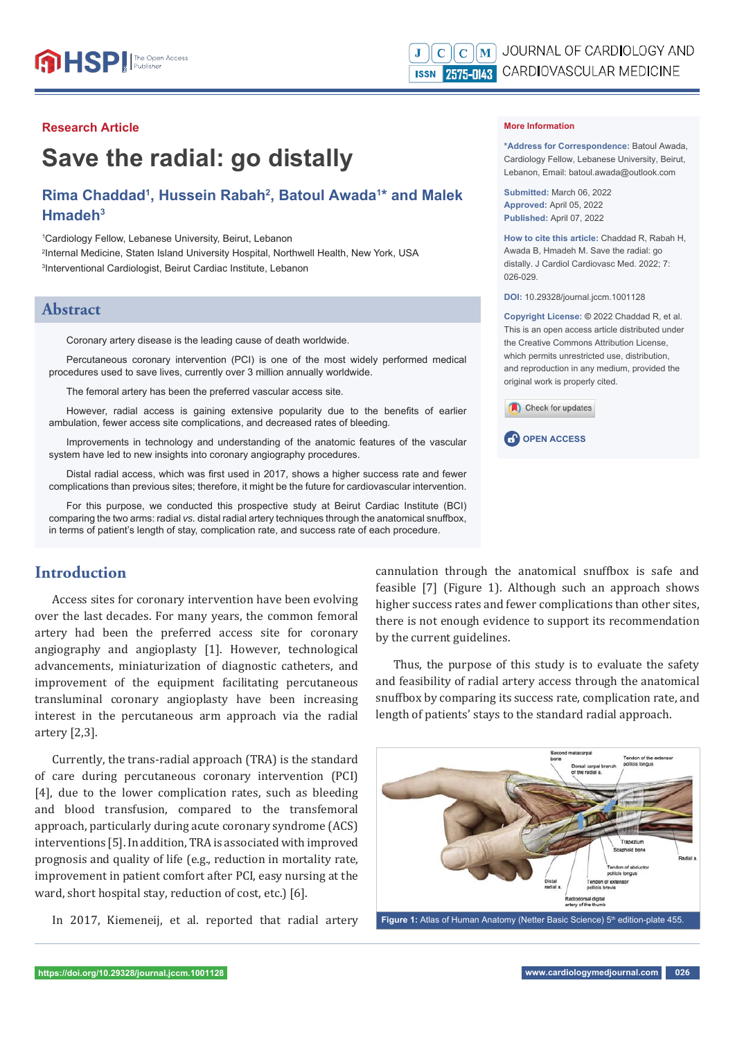Research Article

# Save the radial: go distally

## Rima Chaddad[1], Hussein Rabah[2], Batoul Awada[1]* and Malek Hmadeh[3]

[1]Cardiology Fellow, Lebanese University, Beirut, Lebanon
[2]Internal Medicine, Staten Island University Hospital, Northwell Health, New York, USA
[3]Interventional Cardiologist, Beirut Cardiac Institute, Lebanon

**More Information**

***Address for Correspondence:** Batoul Awada, Cardiology Fellow, Lebanese University, Beirut, Lebanon, Email: batoul.awada@outlook.com

**Submitted:** March 06, 2022
**Approved:** April 05, 2022
**Published:** April 07, 2022

**How to cite this article:** Chaddad R, Rabah H, Awada B, Hmadeh M. Save the radial: go distally. J Cardiol Cardiovasc Med. 2022; 7: 026-029.

**DOI:** 10.29328/journal.jccm.1001128

**Copyright License:** © 2022 Chaddad R, et al. This is an open access article distributed under the Creative Commons Attribution License, which permits unrestricted use, distribution, and reproduction in any medium, provided the original work is properly cited.

Check for updates

OPEN ACCESS

## Abstract

Coronary artery disease is the leading cause of death worldwide.

Percutaneous coronary intervention (PCI) is one of the most widely performed medical procedures used to save lives, currently over 3 million annually worldwide.

The femoral artery has been the preferred vascular access site.

However, radial access is gaining extensive popularity due to the benefits of earlier ambulation, fewer access site complications, and decreased rates of bleeding.

Improvements in technology and understanding of the anatomic features of the vascular system have led to new insights into coronary angiography procedures.

Distal radial access, which was first used in 2017, shows a higher success rate and fewer complications than previous sites; therefore, it might be the future for cardiovascular intervention.

For this purpose, we conducted this prospective study at Beirut Cardiac Institute (BCI) comparing the two arms: radial *vs.* distal radial artery techniques through the anatomical snuffbox, in terms of patient's length of stay, complication rate, and success rate of each procedure.

## Introduction

Access sites for coronary intervention have been evolving over the last decades. For many years, the common femoral artery had been the preferred access site for coronary angiography and angioplasty [1]. However, technological advancements, miniaturization of diagnostic catheters, and improvement of the equipment facilitating percutaneous transluminal coronary angioplasty have been increasing interest in the percutaneous arm approach via the radial artery [2,3].

Currently, the trans-radial approach (TRA) is the standard of care during percutaneous coronary intervention (PCI) [4], due to the lower complication rates, such as bleeding and blood transfusion, compared to the transfemoral approach, particularly during acute coronary syndrome (ACS) interventions [5]. In addition, TRA is associated with improved prognosis and quality of life (e.g., reduction in mortality rate, improvement in patient comfort after PCI, easy nursing at the ward, short hospital stay, reduction of cost, etc.) [6].

In 2017, Kiemeneij, et al. reported that radial artery cannulation through the anatomical snuffbox is safe and feasible [7] (Figure 1). Although such an approach shows higher success rates and fewer complications than other sites, there is not enough evidence to support its recommendation by the current guidelines.

Thus, the purpose of this study is to evaluate the safety and feasibility of radial artery access through the anatomical snuffbox by comparing its success rate, complication rate, and length of patients' stays to the standard radial approach.

**Figure 1:** Atlas of Human Anatomy (Netter Basic Science) 5th edition-plate 455.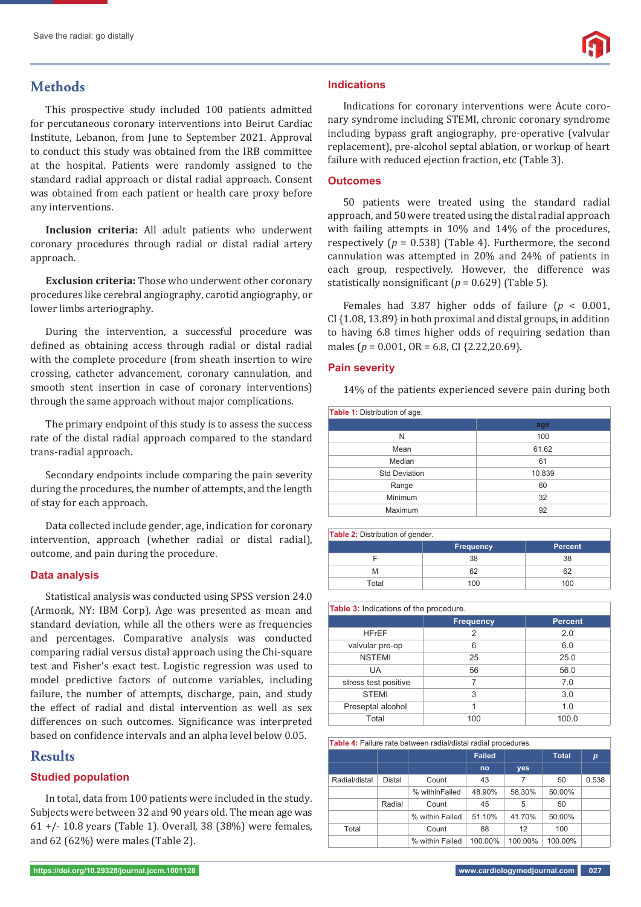## Methods

This prospective study included 100 patients admitted for percutaneous coronary interventions into Beirut Cardiac Institute, Lebanon, from June to September 2021. Approval to conduct this study was obtained from the IRB committee at the hospital. Patients were randomly assigned to the standard radial approach or distal radial approach. Consent was obtained from each patient or health care proxy before any interventions.

**Inclusion criteria:** All adult patients who underwent coronary procedures through radial or distal radial artery approach.

**Exclusion criteria:** Those who underwent other coronary procedures like cerebral angiography, carotid angiography, or lower limbs arteriography.

During the intervention, a successful procedure was defined as obtaining access through radial or distal radial with the complete procedure (from sheath insertion to wire crossing, catheter advancement, coronary cannulation, and smooth stent insertion in case of coronary interventions) through the same approach without major complications.

The primary endpoint of this study is to assess the success rate of the distal radial approach compared to the standard trans-radial approach.

Secondary endpoints include comparing the pain severity during the procedures, the number of attempts, and the length of stay for each approach.

Data collected include gender, age, indication for coronary intervention, approach (whether radial or distal radial), outcome, and pain during the procedure.

### Data analysis

Statistical analysis was conducted using SPSS version 24.0 (Armonk, NY: IBM Corp). Age was presented as mean and standard deviation, while all the others were as frequencies and percentages. Comparative analysis was conducted comparing radial versus distal approach using the Chi-square test and Fisher's exact test. Logistic regression was used to model predictive factors of outcome variables, including failure, the number of attempts, discharge, pain, and study the effect of radial and distal intervention as well as sex differences on such outcomes. Significance was interpreted based on confidence intervals and an alpha level below 0.05.

## Results

### Studied population

In total, data from 100 patients were included in the study. Subjects were between 32 and 90 years old. The mean age was 61 +/- 10.8 years (Table 1). Overall, 38 (38%) were females, and 62 (62%) were males (Table 2).

### Indications

Indications for coronary interventions were Acute coronary syndrome including STEMI, chronic coronary syndrome including bypass graft angiography, pre-operative (valvular replacement), pre-alcohol septal ablation, or workup of heart failure with reduced ejection fraction, etc (Table 3).

### Outcomes

50 patients were treated using the standard radial approach, and 50 were treated using the distal radial approach with failing attempts in 10% and 14% of the procedures, respectively ($p$ = 0.538) (Table 4). Furthermore, the second cannulation was attempted in 20% and 24% of patients in each group, respectively. However, the difference was statistically nonsignificant ($p$ = 0.629) (Table 5).

Females had 3.87 higher odds of failure ($p$ < 0.001, CI {1.08, 13.89} in both proximal and distal groups, in addition to having 6.8 times higher odds of requiring sedation than males ($p$ = 0.001, OR = 6.8, CI {2.22,20.69}.

### Pain severity

14% of the patients experienced severe pain during both

**Table 1:** Distribution of age.

| | age |
|---|---|
| N | 100 |
| Mean | 61.62 |
| Median | 61 |
| Std Deviation | 10.839 |
| Range | 60 |
| Minimum | 32 |
| Maximum | 92 |

**Table 2:** Distribution of gender.

| | Frequency | Percent |
|---|---|---|
| F | 38 | 38 |
| M | 62 | 62 |
| Total | 100 | 100 |

**Table 3:** Indications of the procedure.

| | Frequency | Percent |
|---|---|---|
| HFrEF | 2 | 2.0 |
| valvular pre-op | 6 | 6.0 |
| NSTEMI | 25 | 25.0 |
| UA | 56 | 56.0 |
| stress test positive | 7 | 7.0 |
| STEMI | 3 | 3.0 |
| Preseptal alcohol | 1 | 1.0 |
| Total | 100 | 100.0 |

**Table 4:** Failure rate between radial/distal radial procedures.

| | | | Failed | | Total | $p$ |
|---|---|---|---|---|---|---|
| | | | no | yes | | |
| Radial/distal | Distal | Count | 43 | 7 | 50 | 0.538 |
| | | % withinFailed | 48.90% | 58.30% | 50.00% | |
| | Radial | Count | 45 | 5 | 50 | |
| | | % within Failed | 51.10% | 41.70% | 50.00% | |
| Total | | Count | 88 | 12 | 100 | |
| | | % within Failed | 100.00% | 100.00% | 100.00% | |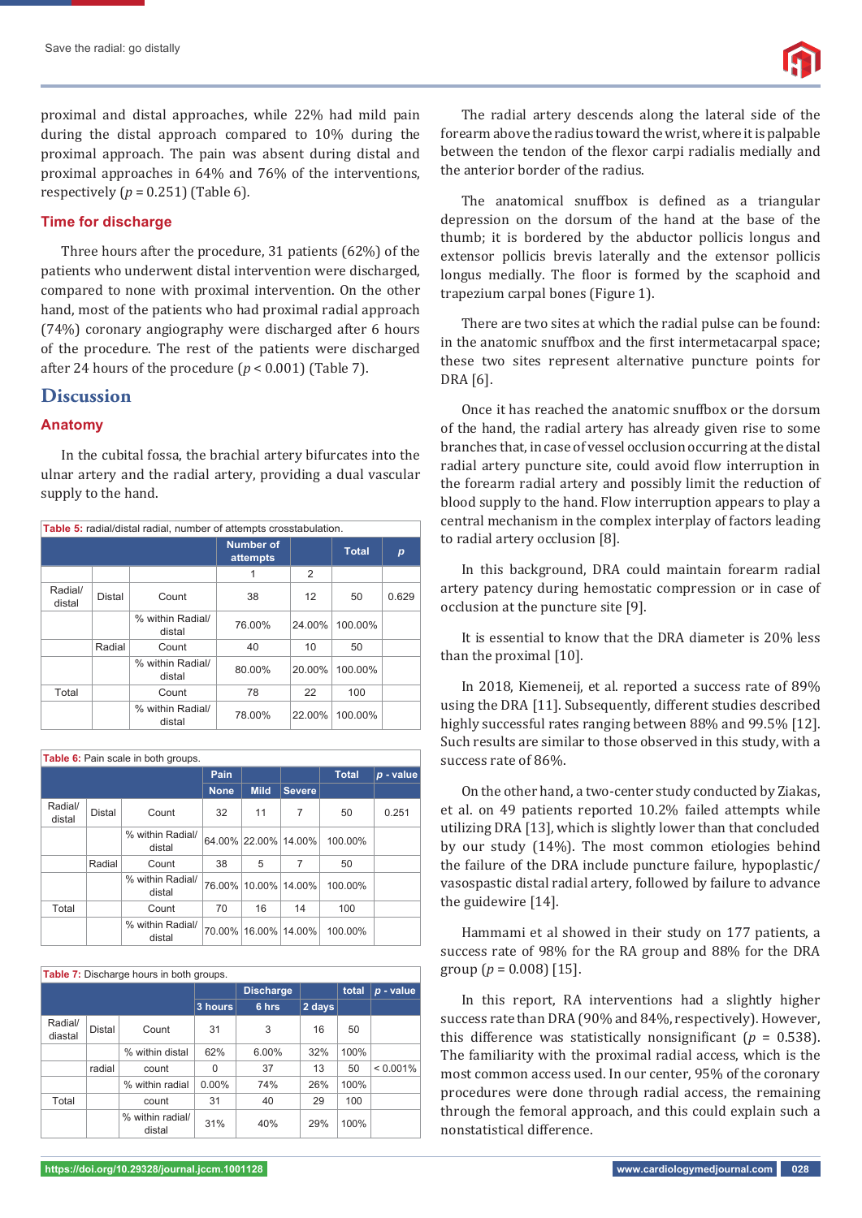proximal and distal approaches, while 22% had mild pain during the distal approach compared to 10% during the proximal approach. The pain was absent during distal and proximal approaches in 64% and 76% of the interventions, respectively ($p$ = 0.251) (Table 6).

### Time for discharge

Three hours after the procedure, 31 patients (62%) of the patients who underwent distal intervention were discharged, compared to none with proximal intervention. On the other hand, most of the patients who had proximal radial approach (74%) coronary angiography were discharged after 6 hours of the procedure. The rest of the patients were discharged after 24 hours of the procedure ($p$ < 0.001) (Table 7).

## Discussion

### Anatomy

In the cubital fossa, the brachial artery bifurcates into the ulnar artery and the radial artery, providing a dual vascular supply to the hand.

**Table 5:** radial/distal radial, number of attempts crosstabulation.

| | | | Number of attempts | | Total | p |
|---|---|---|---|---|---|---|
| | | | 1 | 2 | | |
| Radial/ distal | Distal | Count | 38 | 12 | 50 | 0.629 |
| | | % within Radial/ distal | 76.00% | 24.00% | 100.00% | |
| | Radial | Count | 40 | 10 | 50 | |
| | | % within Radial/ distal | 80.00% | 20.00% | 100.00% | |
| Total | | Count | 78 | 22 | 100 | |
| | | % within Radial/ distal | 78.00% | 22.00% | 100.00% | |

**Table 6:** Pain scale in both groups.

| | | | Pain | | | Total | p - value |
|---|---|---|---|---|---|---|---|
| | | | None | Mild | Severe | | |
| Radial/ distal | Distal | Count | 32 | 11 | 7 | 50 | 0.251 |
| | | % within Radial/ distal | 64.00% | 22.00% | 14.00% | 100.00% | |
| | Radial | Count | 38 | 5 | 7 | 50 | |
| | | % within Radial/ distal | 76.00% | 10.00% | 14.00% | 100.00% | |
| Total | | Count | 70 | 16 | 14 | 100 | |
| | | % within Radial/ distal | 70.00% | 16.00% | 14.00% | 100.00% | |

**Table 7:** Discharge hours in both groups.

| | | | Discharge | | | total | p - value |
|---|---|---|---|---|---|---|---|
| | | | 3 hours | 6 hrs | 2 days | | |
| Radial/ diastal | Distal | Count | 31 | 3 | 16 | 50 | |
| | | % within distal | 62% | 6.00% | 32% | 100% | |
| | radial | count | 0 | 37 | 13 | 50 | < 0.001% |
| | | % within radial | 0.00% | 74% | 26% | 100% | |
| Total | | count | 31 | 40 | 29 | 100 | |
| | | % within radial/ distal | 31% | 40% | 29% | 100% | |

The radial artery descends along the lateral side of the forearm above the radius toward the wrist, where it is palpable between the tendon of the flexor carpi radialis medially and the anterior border of the radius.

The anatomical snuffbox is defined as a triangular depression on the dorsum of the hand at the base of the thumb; it is bordered by the abductor pollicis longus and extensor pollicis brevis laterally and the extensor pollicis longus medially. The floor is formed by the scaphoid and trapezium carpal bones (Figure 1).

There are two sites at which the radial pulse can be found: in the anatomic snuffbox and the first intermetacarpal space; these two sites represent alternative puncture points for DRA [6].

Once it has reached the anatomic snuffbox or the dorsum of the hand, the radial artery has already given rise to some branches that, in case of vessel occlusion occurring at the distal radial artery puncture site, could avoid flow interruption in the forearm radial artery and possibly limit the reduction of blood supply to the hand. Flow interruption appears to play a central mechanism in the complex interplay of factors leading to radial artery occlusion [8].

In this background, DRA could maintain forearm radial artery patency during hemostatic compression or in case of occlusion at the puncture site [9].

It is essential to know that the DRA diameter is 20% less than the proximal [10].

In 2018, Kiemeneij, et al. reported a success rate of 89% using the DRA [11]. Subsequently, different studies described highly successful rates ranging between 88% and 99.5% [12]. Such results are similar to those observed in this study, with a success rate of 86%.

On the other hand, a two-center study conducted by Ziakas, et al. on 49 patients reported 10.2% failed attempts while utilizing DRA [13], which is slightly lower than that concluded by our study (14%). The most common etiologies behind the failure of the DRA include puncture failure, hypoplastic/vasospastic distal radial artery, followed by failure to advance the guidewire [14].

Hammami et al showed in their study on 177 patients, a success rate of 98% for the RA group and 88% for the DRA group ($p$ = 0.008) [15].

In this report, RA interventions had a slightly higher success rate than DRA (90% and 84%, respectively). However, this difference was statistically nonsignificant ($p$ = 0.538). The familiarity with the proximal radial access, which is the most common access used. In our center, 95% of the coronary procedures were done through radial access, the remaining through the femoral approach, and this could explain such a nonstatistical difference.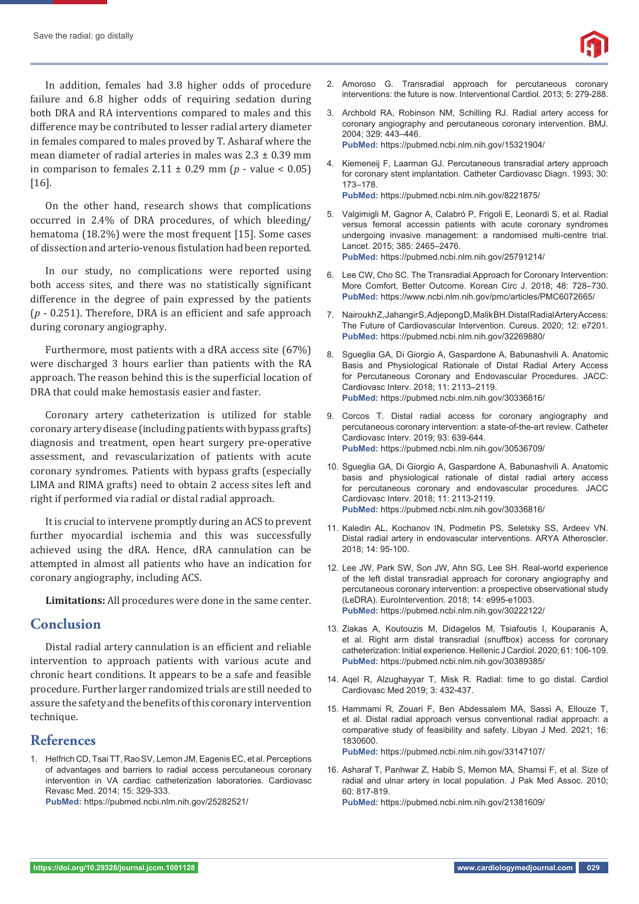In addition, females had 3.8 higher odds of procedure failure and 6.8 higher odds of requiring sedation during both DRA and RA interventions compared to males and this difference may be contributed to lesser radial artery diameter in females compared to males proved by T. Asharaf where the mean diameter of radial arteries in males was 2.3 ± 0.39 mm in comparison to females 2.11 ± 0.29 mm (*p* - value < 0.05) [16].

On the other hand, research shows that complications occurred in 2.4% of DRA procedures, of which bleeding/hematoma (18.2%) were the most frequent [15]. Some cases of dissection and arterio-venous fistulation had been reported.

In our study, no complications were reported using both access sites, and there was no statistically significant difference in the degree of pain expressed by the patients (*p* - 0.251). Therefore, DRA is an efficient and safe approach during coronary angiography.

Furthermore, most patients with a dRA access site (67%) were discharged 3 hours earlier than patients with the RA approach. The reason behind this is the superficial location of DRA that could make hemostasis easier and faster.

Coronary artery catheterization is utilized for stable coronary artery disease (including patients with bypass grafts) diagnosis and treatment, open heart surgery pre-operative assessment, and revascularization of patients with acute coronary syndromes. Patients with bypass grafts (especially LIMA and RIMA grafts) need to obtain 2 access sites left and right if performed via radial or distal radial approach.

It is crucial to intervene promptly during an ACS to prevent further myocardial ischemia and this was successfully achieved using the dRA. Hence, dRA cannulation can be attempted in almost all patients who have an indication for coronary angiography, including ACS.

**Limitations:** All procedures were done in the same center.

## Conclusion

Distal radial artery cannulation is an efficient and reliable intervention to approach patients with various acute and chronic heart conditions. It appears to be a safe and feasible procedure. Further larger randomized trials are still needed to assure the safety and the benefits of this coronary intervention technique.

## References

1. Helfrich CD, Tsai TT, Rao SV, Lemon JM, Eagenis EC, et al. Perceptions of advantages and barriers to radial access percutaneous coronary intervention in VA cardiac catheterization laboratories. Cardiovasc Revasc Med. 2014; 15: 329-333. **PubMed:** https://pubmed.ncbi.nlm.nih.gov/25282521/
2. Amoroso G. Transradial approach for percutaneous coronary interventions: the future is now. Interventional Cardiol. 2013; 5: 279-288.
3. Archbold RA, Robinson NM, Schilling RJ. Radial artery access for coronary angiography and percutaneous coronary intervention. BMJ. 2004; 329: 443–446. **PubMed:** https://pubmed.ncbi.nlm.nih.gov/15321904/
4. Kiemeneij F, Laarman GJ. Percutaneous transradial artery approach for coronary stent implantation. Catheter Cardiovasc Diagn. 1993; 30: 173–178. **PubMed:** https://pubmed.ncbi.nlm.nih.gov/8221875/
5. Valgimigli M, Gagnor A, Calabró P, Frigoli E, Leonardi S, et al. Radial versus femoral accessin patients with acute coronary syndromes undergoing invasive management: a randomised multi-centre trial. Lancet. 2015; 385: 2465–2476. **PubMed:** https://pubmed.ncbi.nlm.nih.gov/25791214/
6. Lee CW, Cho SC. The Transradial Approach for Coronary Intervention: More Comfort, Better Outcome. Korean Circ J. 2018; 48: 728–730. **PubMed:** https://www.ncbi.nlm.nih.gov/pmc/articles/PMC6072665/
7. Nairoukh Z, Jahangir S, Adjepong D, Malik BH. Distal Radial Artery Access: The Future of Cardiovascular Intervention. Cureus. 2020; 12: e7201. **PubMed:** https://pubmed.ncbi.nlm.nih.gov/32269880/
8. Sgueglia GA, Di Giorgio A, Gaspardone A, Babunashvili A. Anatomic Basis and Physiological Rationale of Distal Radial Artery Access for Percutaneous Coronary and Endovascular Procedures. JACC: Cardiovasc Interv. 2018; 11: 2113–2119. **PubMed:** https://pubmed.ncbi.nlm.nih.gov/30336816/
9. Corcos T. Distal radial access for coronary angiography and percutaneous coronary intervention: a state-of-the-art review. Catheter Cardiovasc Interv. 2019; 93: 639-644. **PubMed:** https://pubmed.ncbi.nlm.nih.gov/30536709/
10. Sgueglia GA, Di Giorgio A, Gaspardone A, Babunashvili A. Anatomic basis and physiological rationale of distal radial artery access for percutaneous coronary and endovascular procedures. JACC Cardiovasc Interv. 2018; 11: 2113-2119. **PubMed:** https://pubmed.ncbi.nlm.nih.gov/30336816/
11. Kaledin AL, Kochanov IN, Podmetin PS, Seletsky SS, Ardeev VN. Distal radial artery in endovascular interventions. ARYA Atheroscler. 2018; 14: 95-100.
12. Lee JW, Park SW, Son JW, Ahn SG, Lee SH. Real-world experience of the left distal transradial approach for coronary angiography and percutaneous coronary intervention: a prospective observational study (LeDRA). EuroIntervention. 2018; 14: e995-e1003. **PubMed:** https://pubmed.ncbi.nlm.nih.gov/30222122/
13. Ziakas A, Koutouzis M, Didagelos M, Tsiafoutis I, Kouparanis A, et al. Right arm distal transradial (snuffbox) access for coronary catheterization: Initial experience. Hellenic J Cardiol. 2020; 61: 106-109. **PubMed:** https://pubmed.ncbi.nlm.nih.gov/30389385/
14. Aqel R, Alzughayyar T, Misk R. Radial: time to go distal. Cardiol Cardiovasc Med 2019; 3: 432-437.
15. Hammami R, Zouari F, Ben Abdessalem MA, Sassi A, Ellouze T, et al. Distal radial approach versus conventional radial approach: a comparative study of feasibility and safety. Libyan J Med. 2021; 16: 1830600. **PubMed:** https://pubmed.ncbi.nlm.nih.gov/33147107/
16. Asharaf T, Panhwar Z, Habib S, Memon MA, Shamsi F, et al. Size of radial and ulnar artery in local population. J Pak Med Assoc. 2010; 60: 817-819. **PubMed:** https://pubmed.ncbi.nlm.nih.gov/21381609/